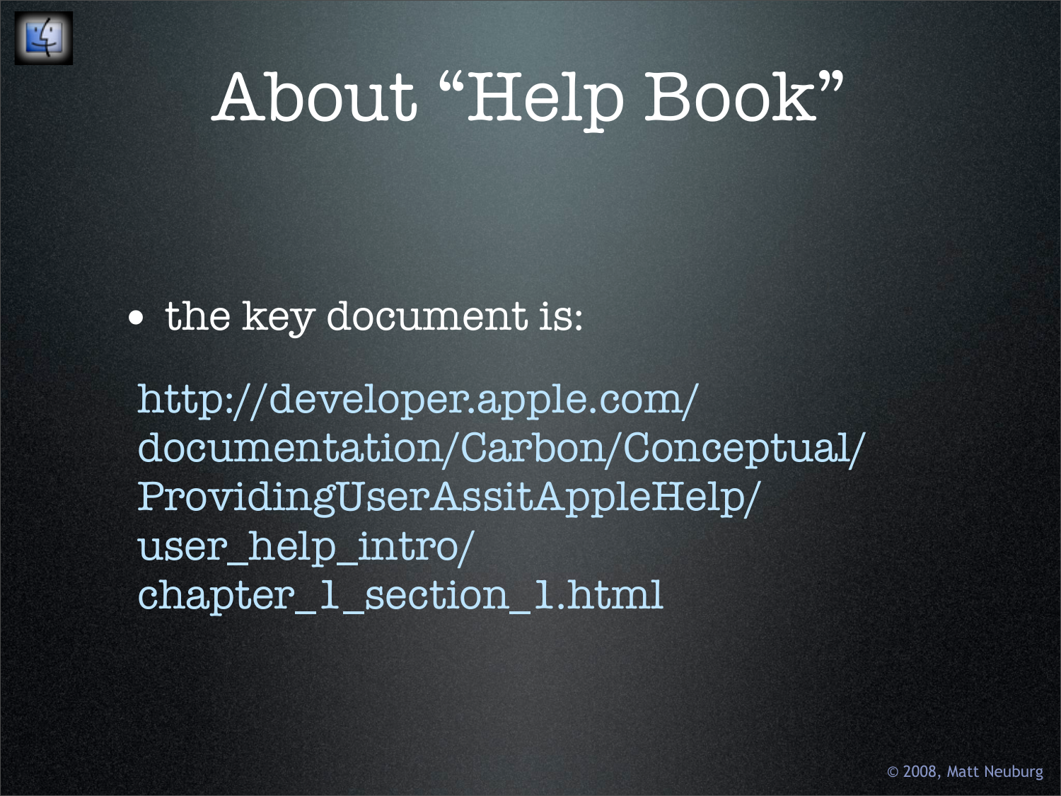# About “Help Book”

- the key document is:

http://developer.apple.com/documentation/Carbon/Conceptual/ProvidingUserAssitAppleHelp/user_help_intro/chapter_1_section_1.html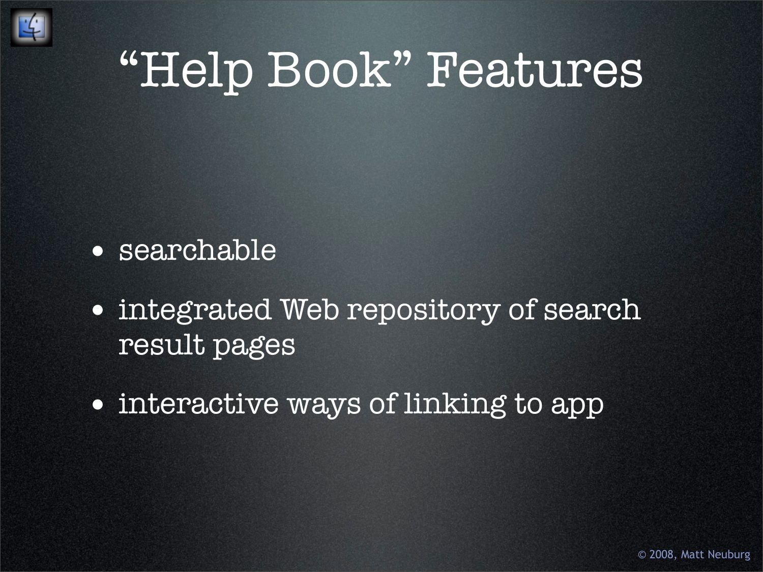# “Help Book” Features

- searchable
- integrated Web repository of search result pages
- interactive ways of linking to app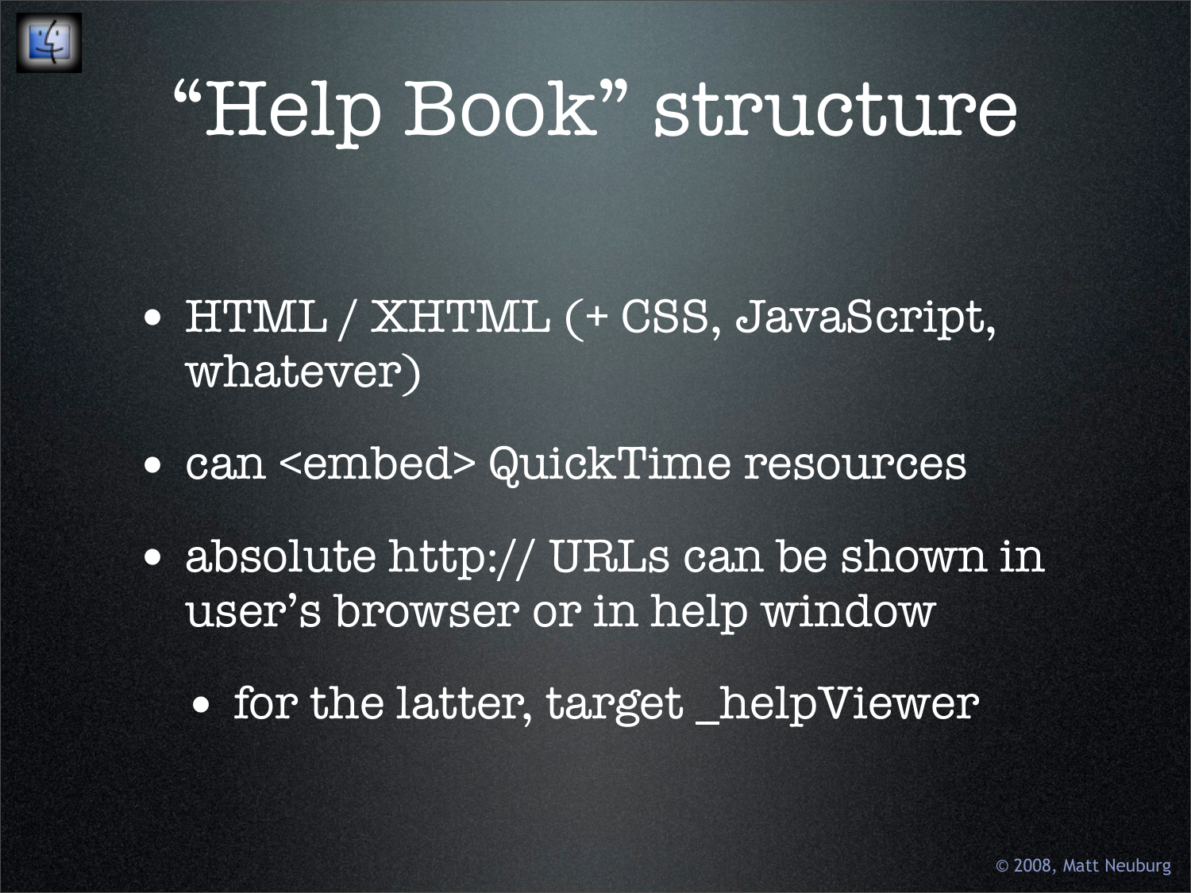# “Help Book” structure

- HTML / XHTML (+ CSS, JavaScript, whatever)
- can <embed> QuickTime resources
- absolute http:// URLs can be shown in user’s browser or in help window
  - for the latter, target _helpViewer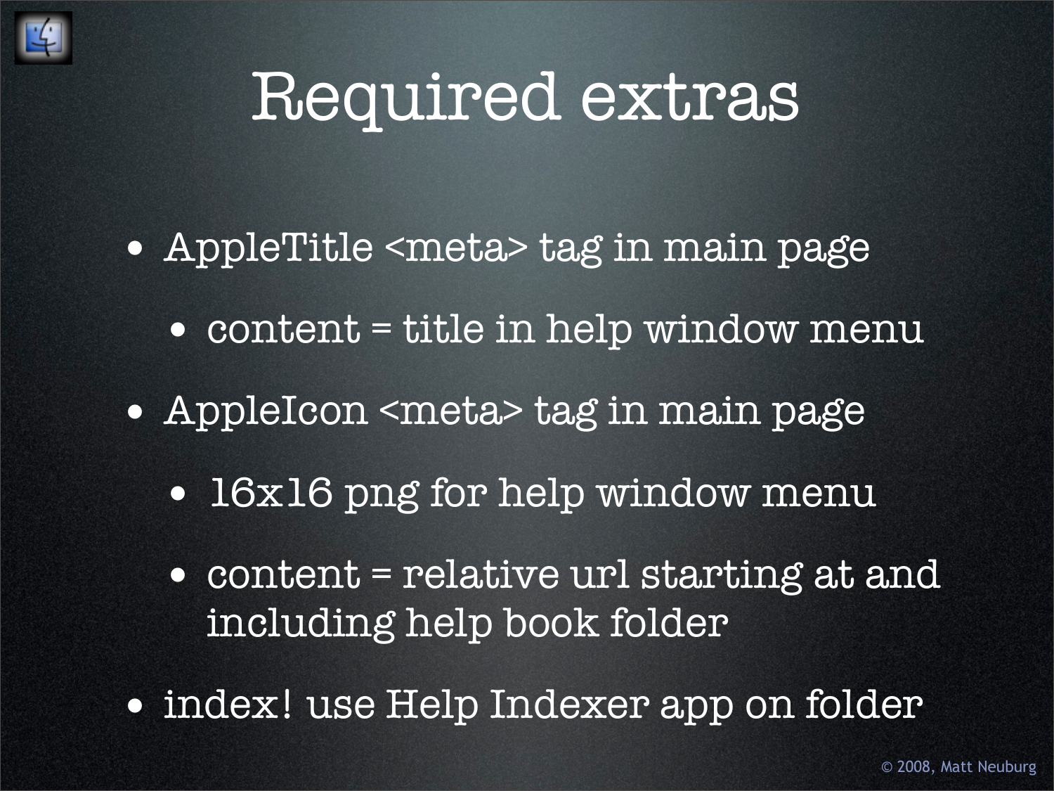# Required extras

- AppleTitle <meta> tag in main page
  - content = title in help window menu
- AppleIcon <meta> tag in main page
  - 16x16 png for help window menu
  - content = relative url starting at and including help book folder
- index! use Help Indexer app on folder

© 2008, Matt Neuburg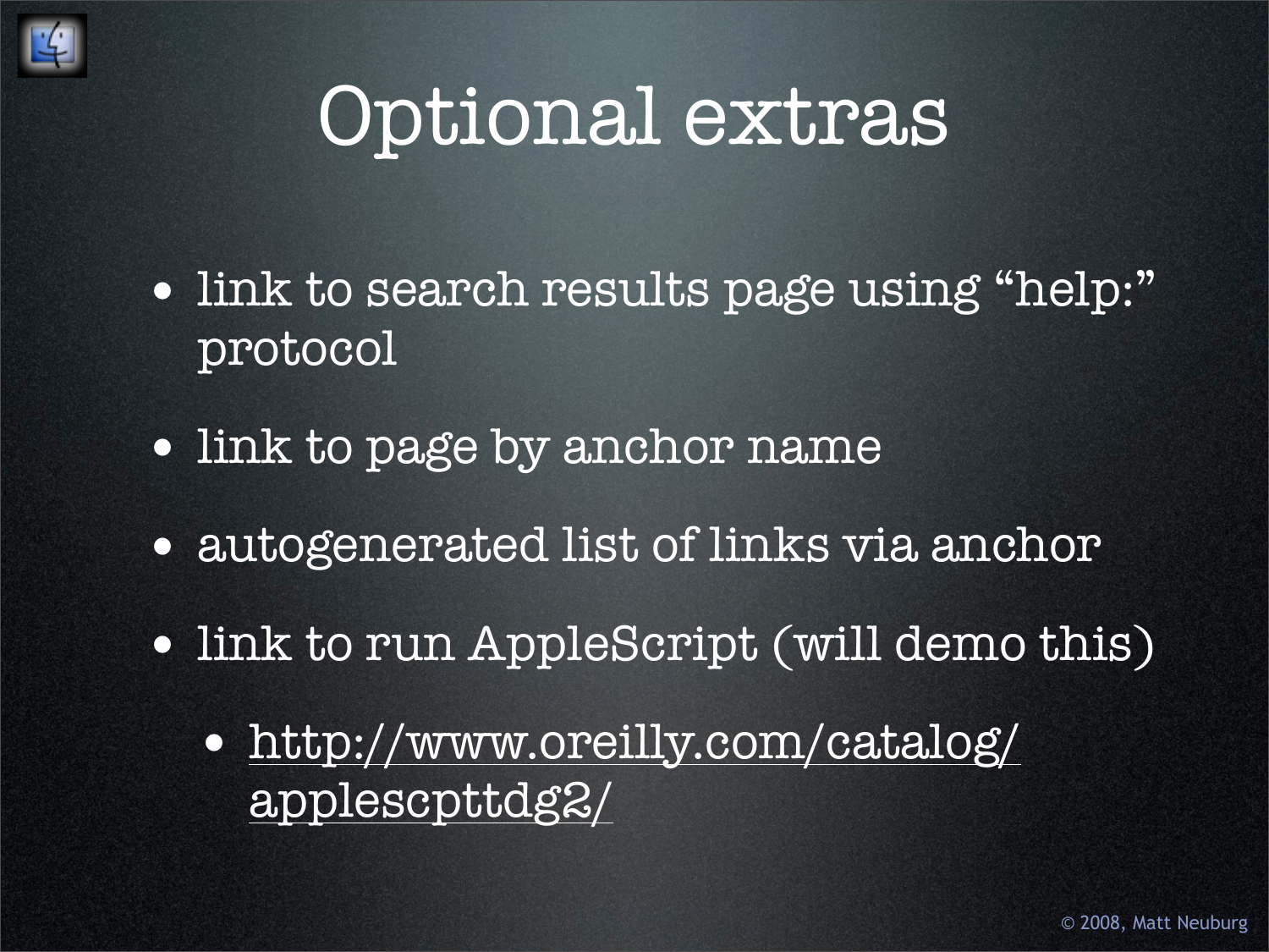# Optional extras

- link to search results page using “help:” protocol
- link to page by anchor name
- autogenerated list of links via anchor
- link to run AppleScript (will demo this)
  - http://www.oreilly.com/catalog/applescpttdg2/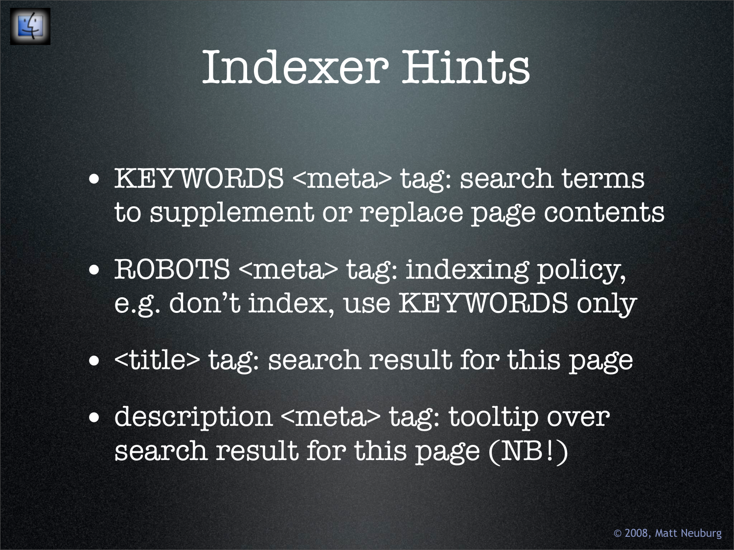# Indexer Hints

- KEYWORDS <meta> tag: search terms to supplement or replace page contents
- ROBOTS <meta> tag: indexing policy, e.g. don't index, use KEYWORDS only
- <title> tag: search result for this page
- description <meta> tag: tooltip over search result for this page (NB!)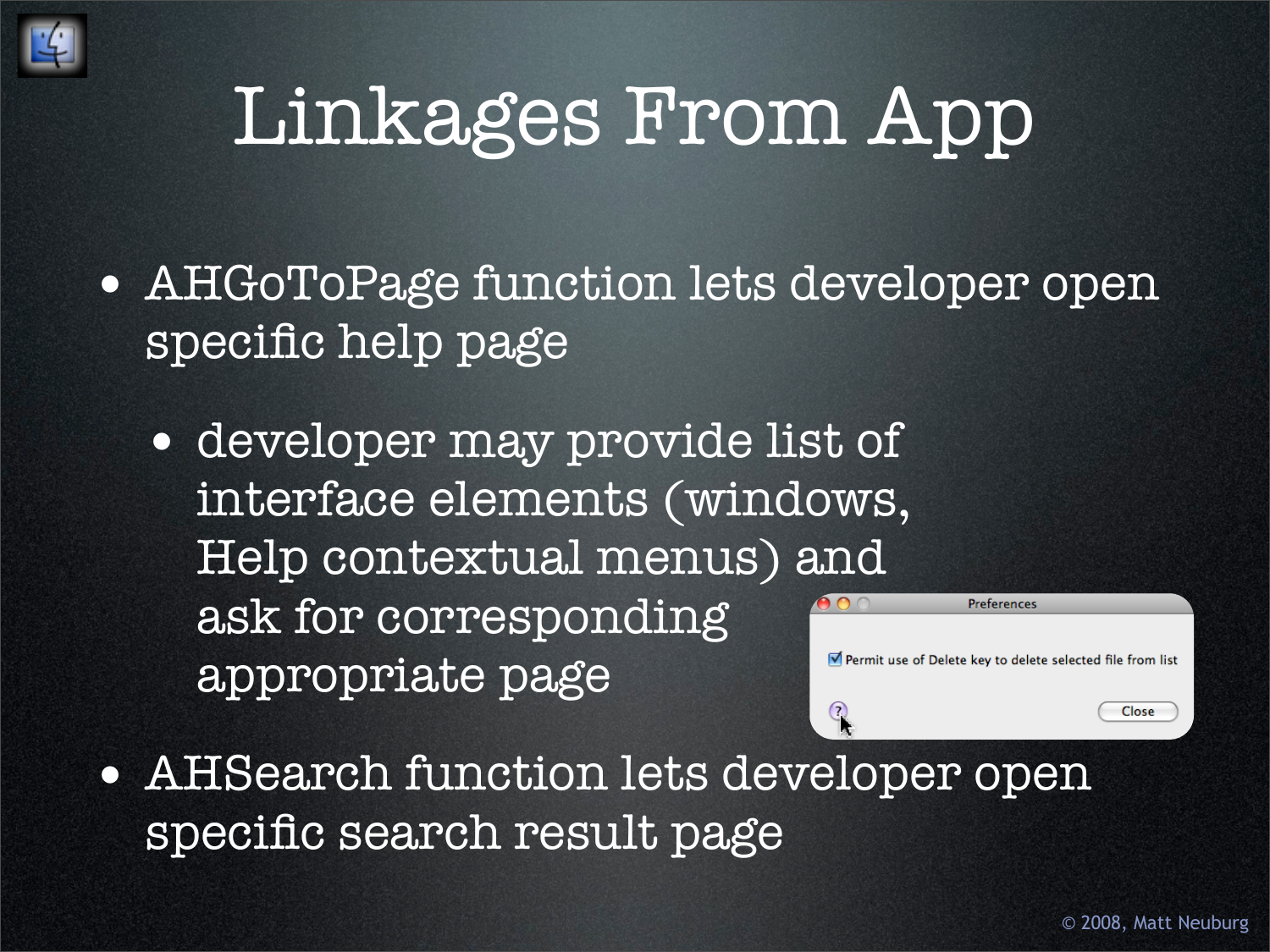# Linkages From App

- AHGoToPage function lets developer open specific help page
  - developer may provide list of interface elements (windows, Help contextual menus) and ask for corresponding appropriate page
- AHSearch function lets developer open specific search result page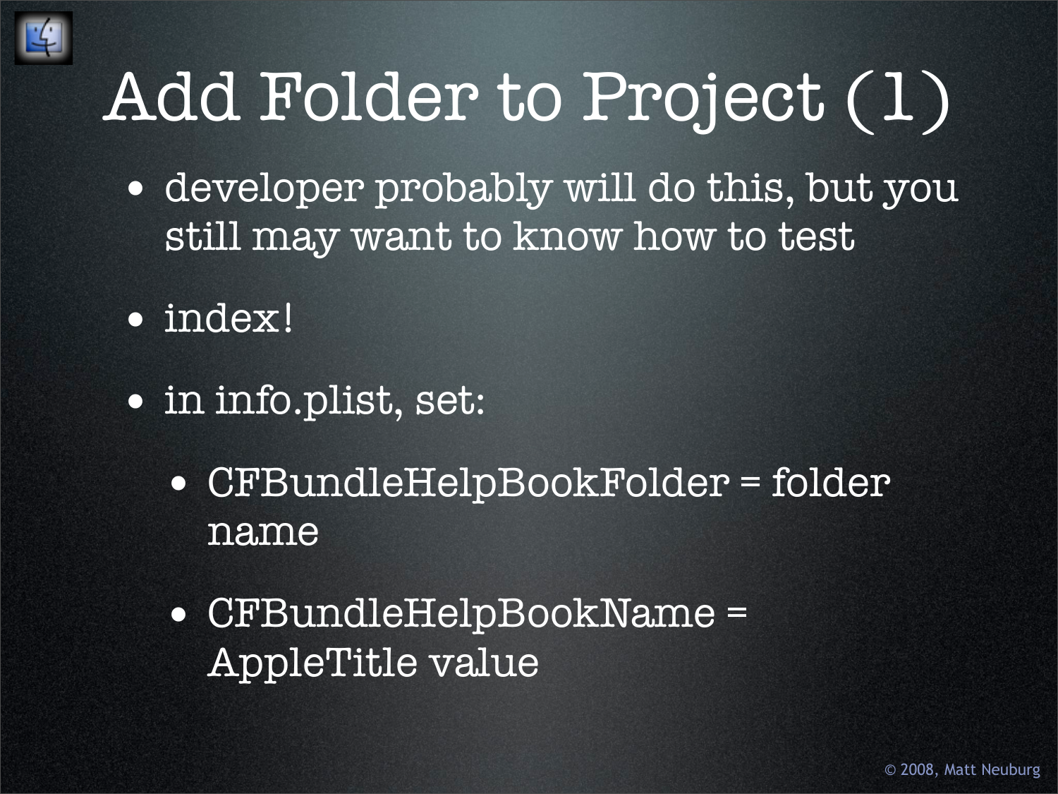# Add Folder to Project (1)

- developer probably will do this, but you still may want to know how to test
- index!
- in info.plist, set:
  - CFBundleHelpBookFolder = folder name
  - CFBundleHelpBookName = AppleTitle value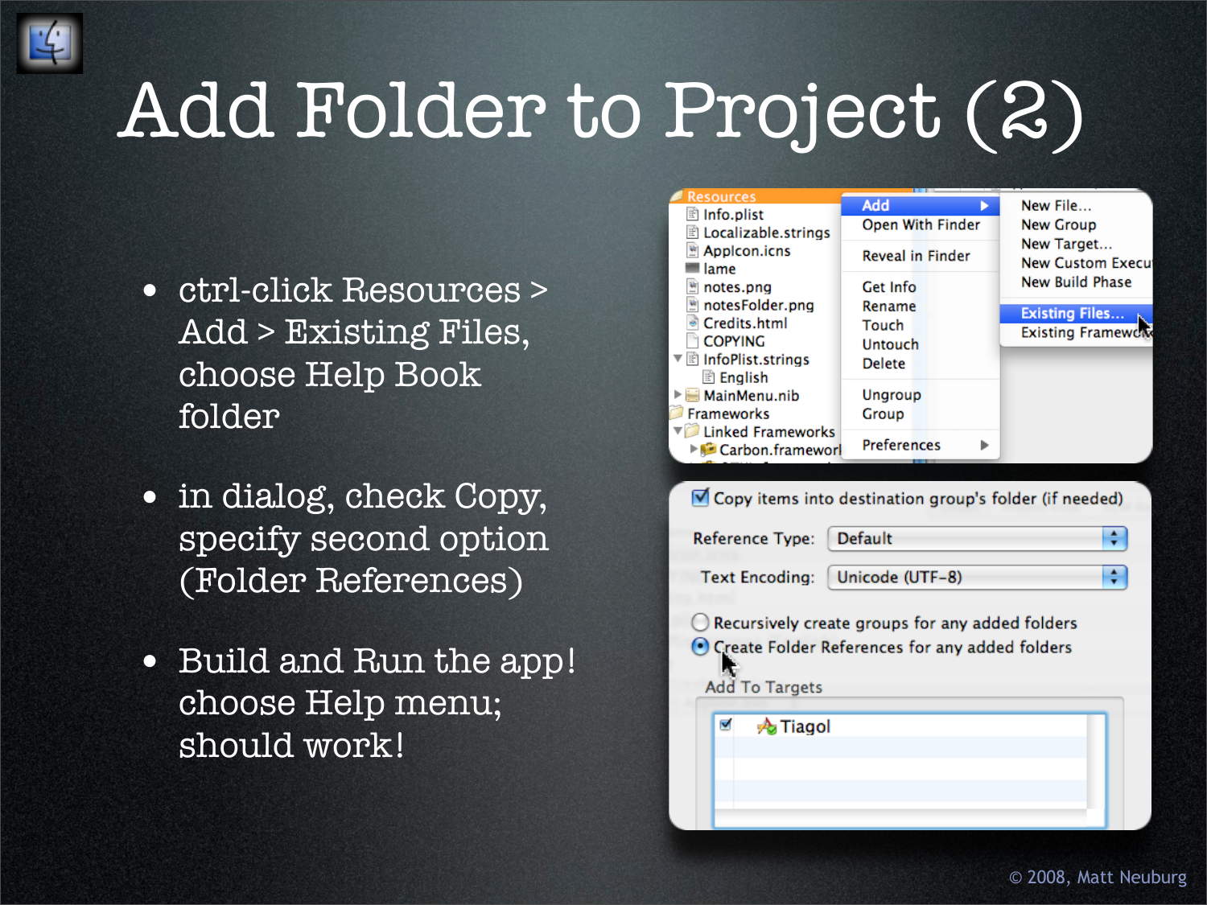# Add Folder to Project (2)

- ctrl-click Resources > Add > Existing Files, choose Help Book folder
- in dialog, check Copy, specify second option (Folder References)
- Build and Run the app! choose Help menu; should work!